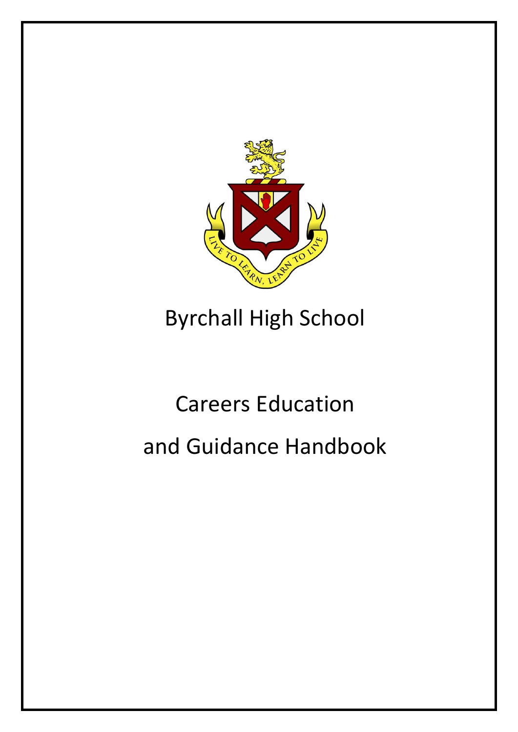LIVE TO LEARN, LEARN TO LIVE

# Byrchall High School

# Careers Education and Guidance Handbook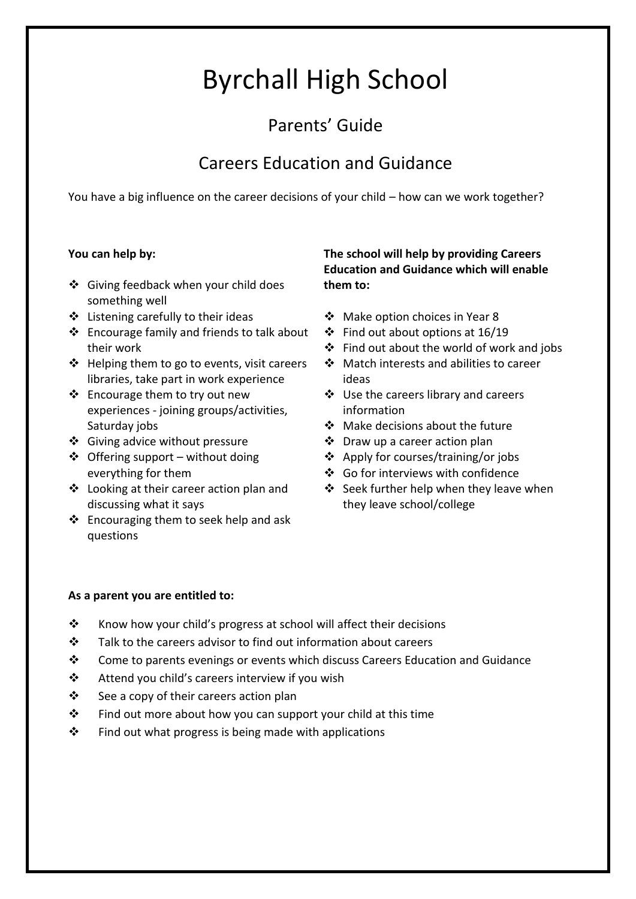# Byrchall High School

## Parents' Guide

## Careers Education and Guidance

You have a big influence on the career decisions of your child – how can we work together?

**You can help by:**

- Giving feedback when your child does something well
- Listening carefully to their ideas
- Encourage family and friends to talk about their work
- Helping them to go to events, visit careers libraries, take part in work experience
- Encourage them to try out new experiences - joining groups/activities, Saturday jobs
- Giving advice without pressure
- Offering support – without doing everything for them
- Looking at their career action plan and discussing what it says
- Encouraging them to seek help and ask questions

**The school will help by providing Careers Education and Guidance which will enable them to:**

- Make option choices in Year 8
- Find out about options at 16/19
- Find out about the world of work and jobs
- Match interests and abilities to career ideas
- Use the careers library and careers information
- Make decisions about the future
- Draw up a career action plan
- Apply for courses/training/or jobs
- Go for interviews with confidence
- Seek further help when they leave when they leave school/college

**As a parent you are entitled to:**

- Know how your child's progress at school will affect their decisions
- Talk to the careers advisor to find out information about careers
- Come to parents evenings or events which discuss Careers Education and Guidance
- Attend you child's careers interview if you wish
- See a copy of their careers action plan
- Find out more about how you can support your child at this time
- Find out what progress is being made with applications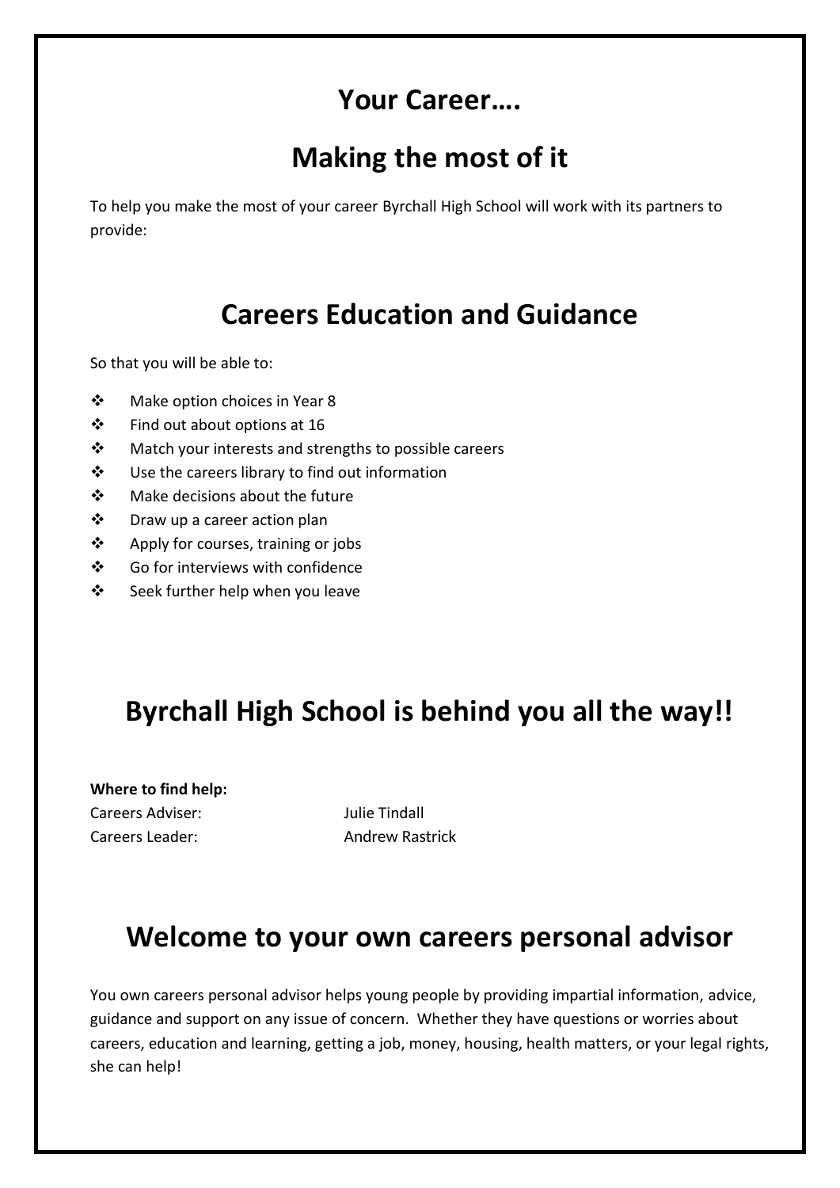# Your Career….

# Making the most of it

To help you make the most of your career Byrchall High School will work with its partners to provide:

## Careers Education and Guidance

So that you will be able to:

- Make option choices in Year 8
- Find out about options at 16
- Match your interests and strengths to possible careers
- Use the careers library to find out information
- Make decisions about the future
- Draw up a career action plan
- Apply for courses, training or jobs
- Go for interviews with confidence
- Seek further help when you leave

## Byrchall High School is behind you all the way!!

**Where to find help:**

Careers Adviser: Julie Tindall
Careers Leader: Andrew Rastrick

## Welcome to your own careers personal advisor

You own careers personal advisor helps young people by providing impartial information, advice, guidance and support on any issue of concern. Whether they have questions or worries about careers, education and learning, getting a job, money, housing, health matters, or your legal rights, she can help!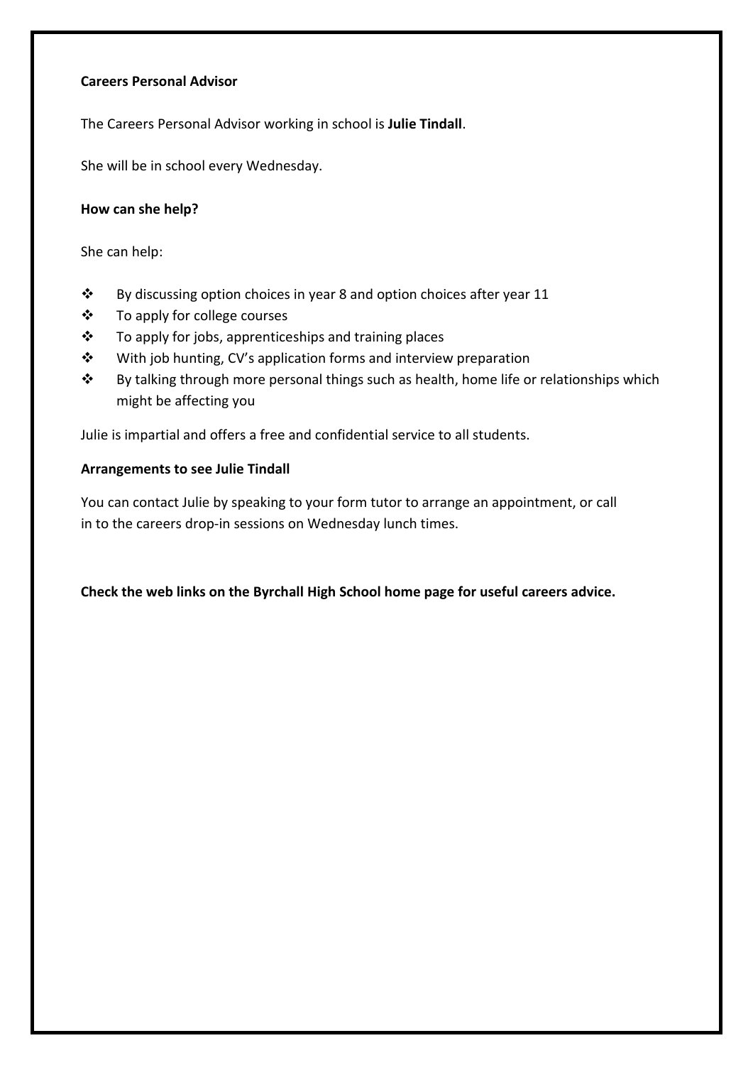**Careers Personal Advisor**

The Careers Personal Advisor working in school is **Julie Tindall**.

She will be in school every Wednesday.

**How can she help?**

She can help:

- By discussing option choices in year 8 and option choices after year 11
- To apply for college courses
- To apply for jobs, apprenticeships and training places
- With job hunting, CV's application forms and interview preparation
- By talking through more personal things such as health, home life or relationships which might be affecting you

Julie is impartial and offers a free and confidential service to all students.

**Arrangements to see Julie Tindall**

You can contact Julie by speaking to your form tutor to arrange an appointment, or call in to the careers drop-in sessions on Wednesday lunch times.

**Check the web links on the Byrchall High School home page for useful careers advice.**